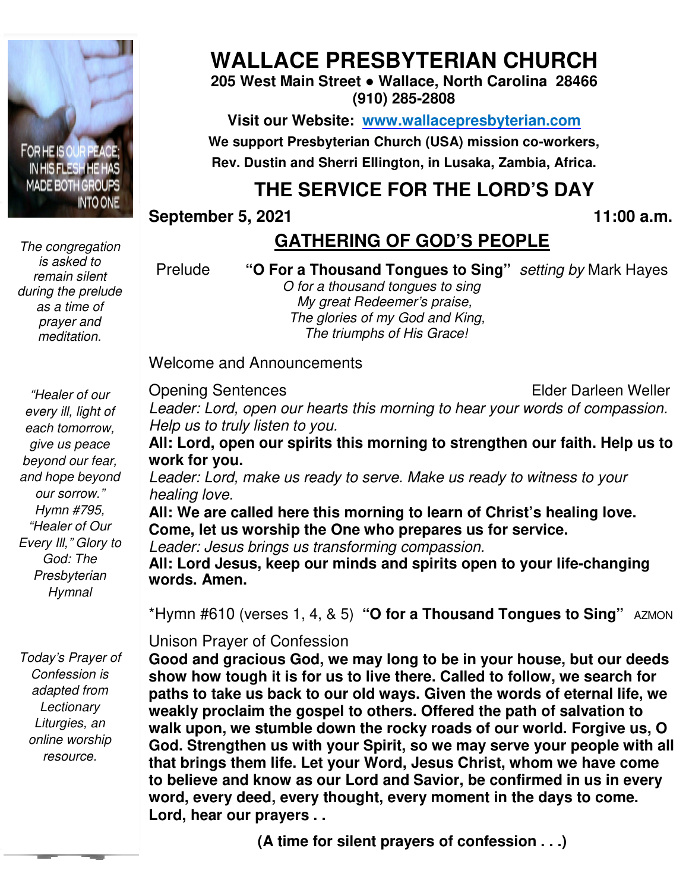# WALLACE PRESBYTERIAN CHURCH

**205 West Main Street • Wallace, North Carolina 28466**
**(910) 285-2808**

**Visit our Website: www.wallacepresbyterian.com**

**We support Presbyterian Church (USA) mission co-workers, Rev. Dustin and Sherri Ellington, in Lusaka, Zambia, Africa.**

## THE SERVICE FOR THE LORD'S DAY

**September 5, 2021** **11:00 a.m.**

## GATHERING OF GOD'S PEOPLE

*The congregation is asked to remain silent during the prelude as a time of prayer and meditation.*

Prelude **"O For a Thousand Tongues to Sing"** *setting by* Mark Hayes

*O for a thousand tongues to sing*
*My great Redeemer's praise,*
*The glories of my God and King,*
*The triumphs of His Grace!*

Welcome and Announcements

*"Healer of our every ill, light of each tomorrow, give us peace beyond our fear, and hope beyond our sorrow." Hymn #795, "Healer of Our Every Ill," Glory to God: The Presbyterian Hymnal*

Opening Sentences Elder Darleen Weller

*Leader: Lord, open our hearts this morning to hear your words of compassion. Help us to truly listen to you.*

**All: Lord, open our spirits this morning to strengthen our faith. Help us to work for you.**

*Leader: Lord, make us ready to serve. Make us ready to witness to your healing love.*

**All: We are called here this morning to learn of Christ's healing love. Come, let us worship the One who prepares us for service.**

*Leader: Jesus brings us transforming compassion.*

**All: Lord Jesus, keep our minds and spirits open to your life-changing words. Amen.**

\*Hymn #610 (verses 1, 4, & 5) **"O for a Thousand Tongues to Sing"** AZMON

*Today's Prayer of Confession is adapted from Lectionary Liturgies, an online worship resource.*

Unison Prayer of Confession

**Good and gracious God, we may long to be in your house, but our deeds show how tough it is for us to live there. Called to follow, we search for paths to take us back to our old ways. Given the words of eternal life, we weakly proclaim the gospel to others. Offered the path of salvation to walk upon, we stumble down the rocky roads of our world. Forgive us, O God. Strengthen us with your Spirit, so we may serve your people with all that brings them life. Let your Word, Jesus Christ, whom we have come to believe and know as our Lord and Savior, be confirmed in us in every word, every deed, every thought, every moment in the days to come. Lord, hear our prayers . .**

**(A time for silent prayers of confession . . .)**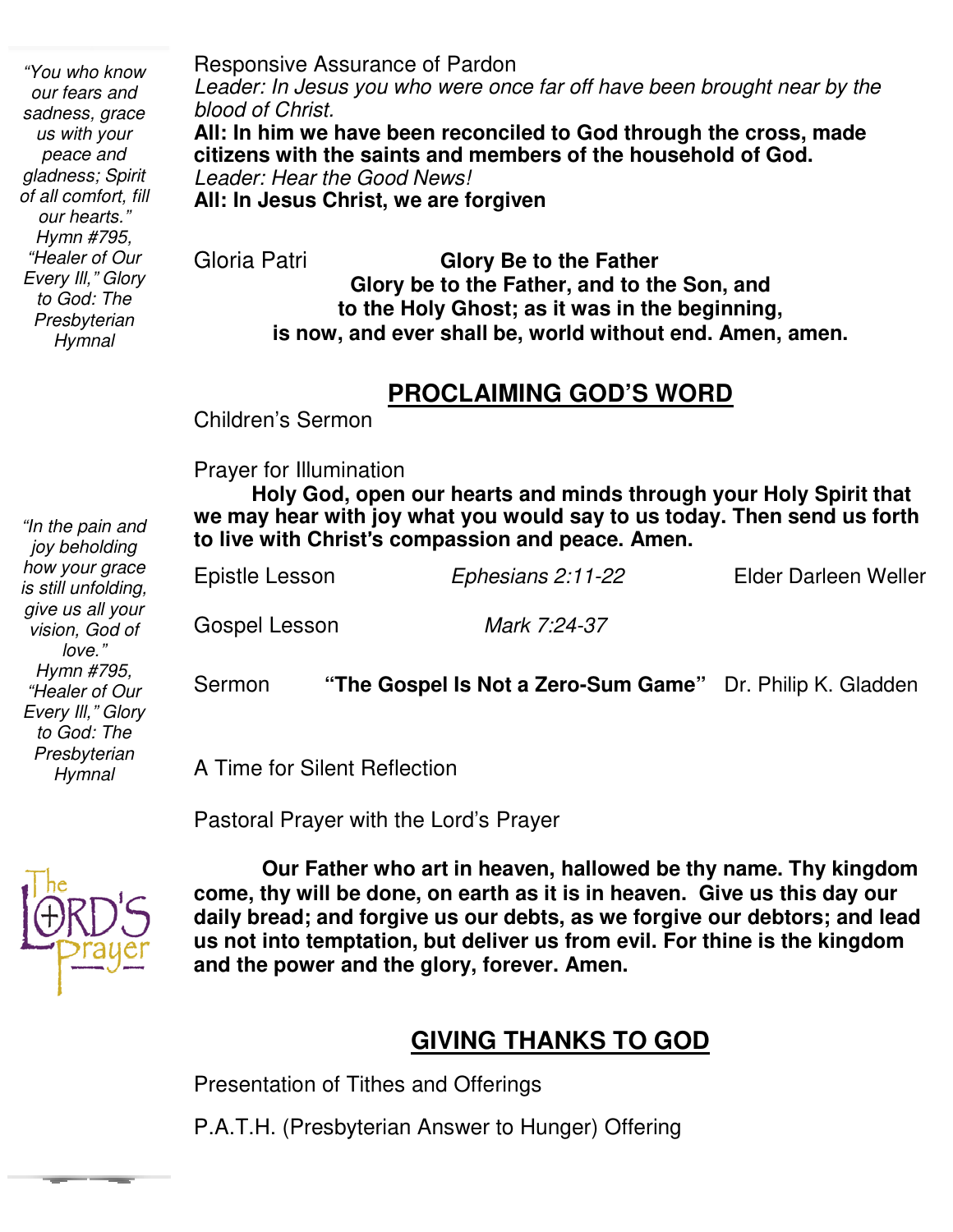*"You who know our fears and sadness, grace us with your peace and gladness; Spirit of all comfort, fill our hearts." Hymn #795, "Healer of Our Every Ill," Glory to God: The Presbyterian Hymnal*

Responsive Assurance of Pardon

*Leader: In Jesus you who were once far off have been brought near by the blood of Christ.*

**All: In him we have been reconciled to God through the cross, made citizens with the saints and members of the household of God.**

*Leader: Hear the Good News!*

**All: In Jesus Christ, we are forgiven**

Gloria Patri — **Glory Be to the Father**

**Glory be to the Father, and to the Son, and to the Holy Ghost; as it was in the beginning, is now, and ever shall be, world without end. Amen, amen.**

## PROCLAIMING GOD'S WORD

Children's Sermon

Prayer for Illumination

**Holy God, open our hearts and minds through your Holy Spirit that we may hear with joy what you would say to us today. Then send us forth to live with Christ's compassion and peace. Amen.**

*"In the pain and joy beholding how your grace is still unfolding, give us all your vision, God of love." Hymn #795, "Healer of Our Every Ill," Glory to God: The Presbyterian Hymnal*

Epistle Lesson — *Ephesians 2:11-22* — Elder Darleen Weller

Gospel Lesson — *Mark 7:24-37*

Sermon — **"The Gospel Is Not a Zero-Sum Game"** — Dr. Philip K. Gladden

A Time for Silent Reflection

Pastoral Prayer with the Lord's Prayer

**Our Father who art in heaven, hallowed be thy name. Thy kingdom come, thy will be done, on earth as it is in heaven. Give us this day our daily bread; and forgive us our debts, as we forgive our debtors; and lead us not into temptation, but deliver us from evil. For thine is the kingdom and the power and the glory, forever. Amen.**

## GIVING THANKS TO GOD

Presentation of Tithes and Offerings

P.A.T.H. (Presbyterian Answer to Hunger) Offering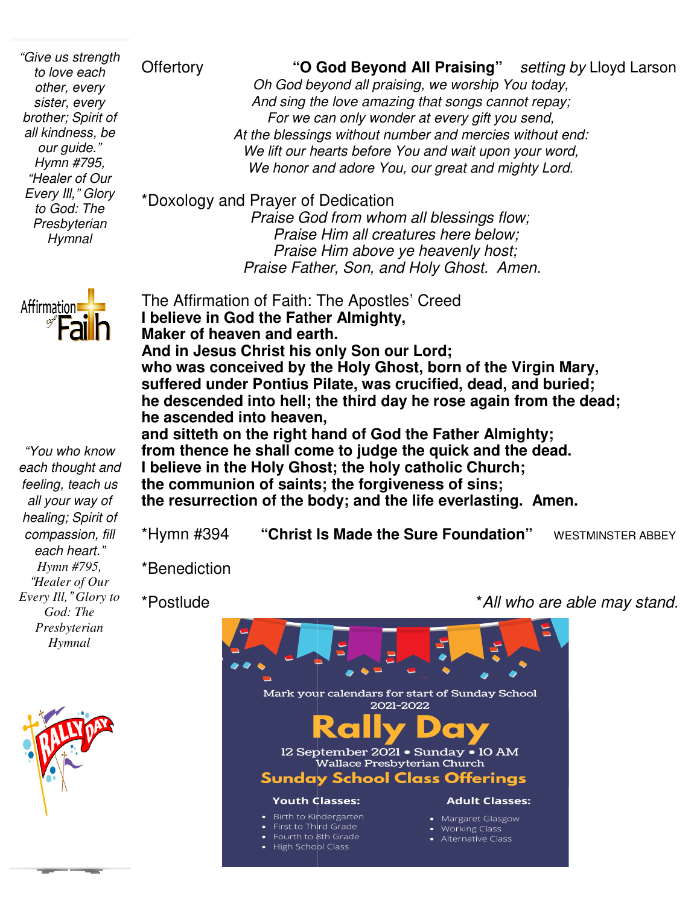*"Give us strength to love each other, every sister, every brother; Spirit of all kindness, be our guide."*
*Hymn #795, "Healer of Our Every Ill," Glory to God: The Presbyterian Hymnal*

Offertory **"O God Beyond All Praising"** *setting by* Lloyd Larson

*Oh God beyond all praising, we worship You today,*
*And sing the love amazing that songs cannot repay;*
*For we can only wonder at every gift you send,*
*At the blessings without number and mercies without end:*
*We lift our hearts before You and wait upon your word,*
*We honor and adore You, our great and mighty Lord.*

*Doxology and Prayer of Dedication

*Praise God from whom all blessings flow;*
*Praise Him all creatures here below;*
*Praise Him above ye heavenly host;*
*Praise Father, Son, and Holy Ghost. Amen.*

Affirmation of Faith

The Affirmation of Faith: The Apostles' Creed

**I believe in God the Father Almighty,**
**Maker of heaven and earth.**
**And in Jesus Christ his only Son our Lord;**
**who was conceived by the Holy Ghost, born of the Virgin Mary,**
**suffered under Pontius Pilate, was crucified, dead, and buried;**
**he descended into hell; the third day he rose again from the dead;**
**he ascended into heaven,**
**and sitteth on the right hand of God the Father Almighty;**
**from thence he shall come to judge the quick and the dead.**
**I believe in the Holy Ghost; the holy catholic Church;**
**the communion of saints; the forgiveness of sins;**
**the resurrection of the body; and the life everlasting. Amen.**

*"You who know each thought and feeling, teach us all your way of healing; Spirit of compassion, fill each heart."*
*Hymn #795, "Healer of Our Every Ill," Glory to God: The Presbyterian Hymnal*

*Hymn #394 **"Christ Is Made the Sure Foundation"** WESTMINSTER ABBEY

*Benediction

*Postlude

*\*All who are able may stand.*

RALLY DAY

Mark your calendars for start of Sunday School 2021-2022

## Rally Day

12 September 2021 • Sunday • 10 AM
Wallace Presbyterian Church

### Sunday School Class Offerings

**Youth Classes:**
- Birth to Kindergarten
- First to Third Grade
- Fourth to 8th Grade
- High School Class

**Adult Classes:**
- Margaret Glasgow
- Working Class
- Alternative Class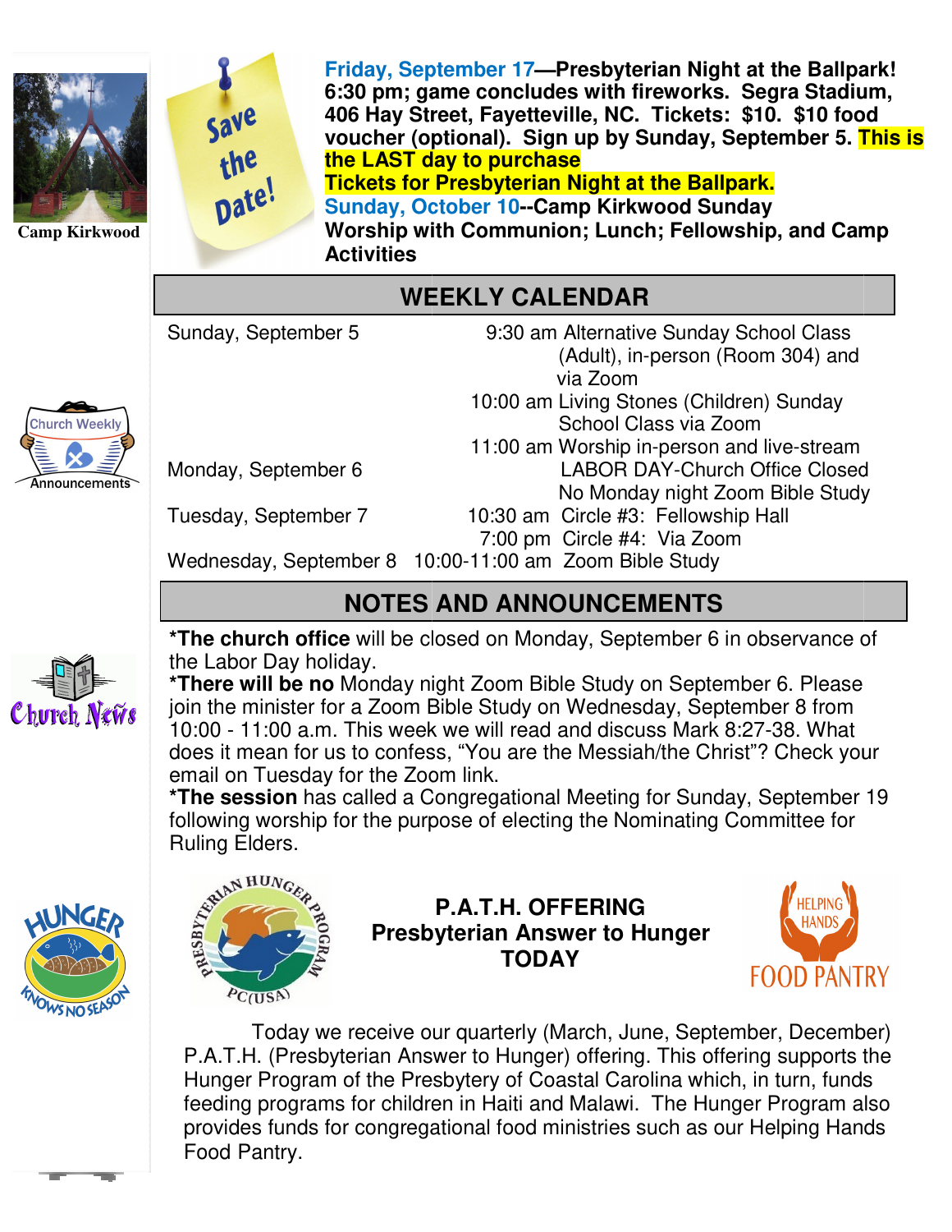Camp Kirkwood

Save the Date!

**Friday, September 17—Presbyterian Night at the Ballpark! 6:30 pm; game concludes with fireworks. Segra Stadium, 406 Hay Street, Fayetteville, NC. Tickets: $10. $10 food voucher (optional). Sign up by Sunday, September 5. This is the LAST day to purchase Tickets for Presbyterian Night at the Ballpark.**

**Sunday, October 10--Camp Kirkwood Sunday Worship with Communion; Lunch; Fellowship, and Camp Activities**

## WEEKLY CALENDAR

| | | |
|---|---|---|
| Sunday, September 5 | 9:30 am | Alternative Sunday School Class (Adult), in-person (Room 304) and via Zoom |
| | 10:00 am | Living Stones (Children) Sunday School Class via Zoom |
| | 11:00 am | Worship in-person and live-stream |
| Monday, September 6 | | LABOR DAY-Church Office Closed |
| | | No Monday night Zoom Bible Study |
| Tuesday, September 7 | 10:30 am | Circle #3: Fellowship Hall |
| | 7:00 pm | Circle #4: Via Zoom |
| Wednesday, September 8 | 10:00-11:00 am | Zoom Bible Study |

## NOTES AND ANNOUNCEMENTS

**\*The church office** will be closed on Monday, September 6 in observance of the Labor Day holiday.

**\*There will be no** Monday night Zoom Bible Study on September 6. Please join the minister for a Zoom Bible Study on Wednesday, September 8 from 10:00 - 11:00 a.m. This week we will read and discuss Mark 8:27-38. What does it mean for us to confess, "You are the Messiah/the Christ"? Check your email on Tuesday for the Zoom link.

**\*The session** has called a Congregational Meeting for Sunday, September 19 following worship for the purpose of electing the Nominating Committee for Ruling Elders.

## P.A.T.H. OFFERING
## Presbyterian Answer to Hunger
## TODAY

Today we receive our quarterly (March, June, September, December) P.A.T.H. (Presbyterian Answer to Hunger) offering. This offering supports the Hunger Program of the Presbytery of Coastal Carolina which, in turn, funds feeding programs for children in Haiti and Malawi. The Hunger Program also provides funds for congregational food ministries such as our Helping Hands Food Pantry.